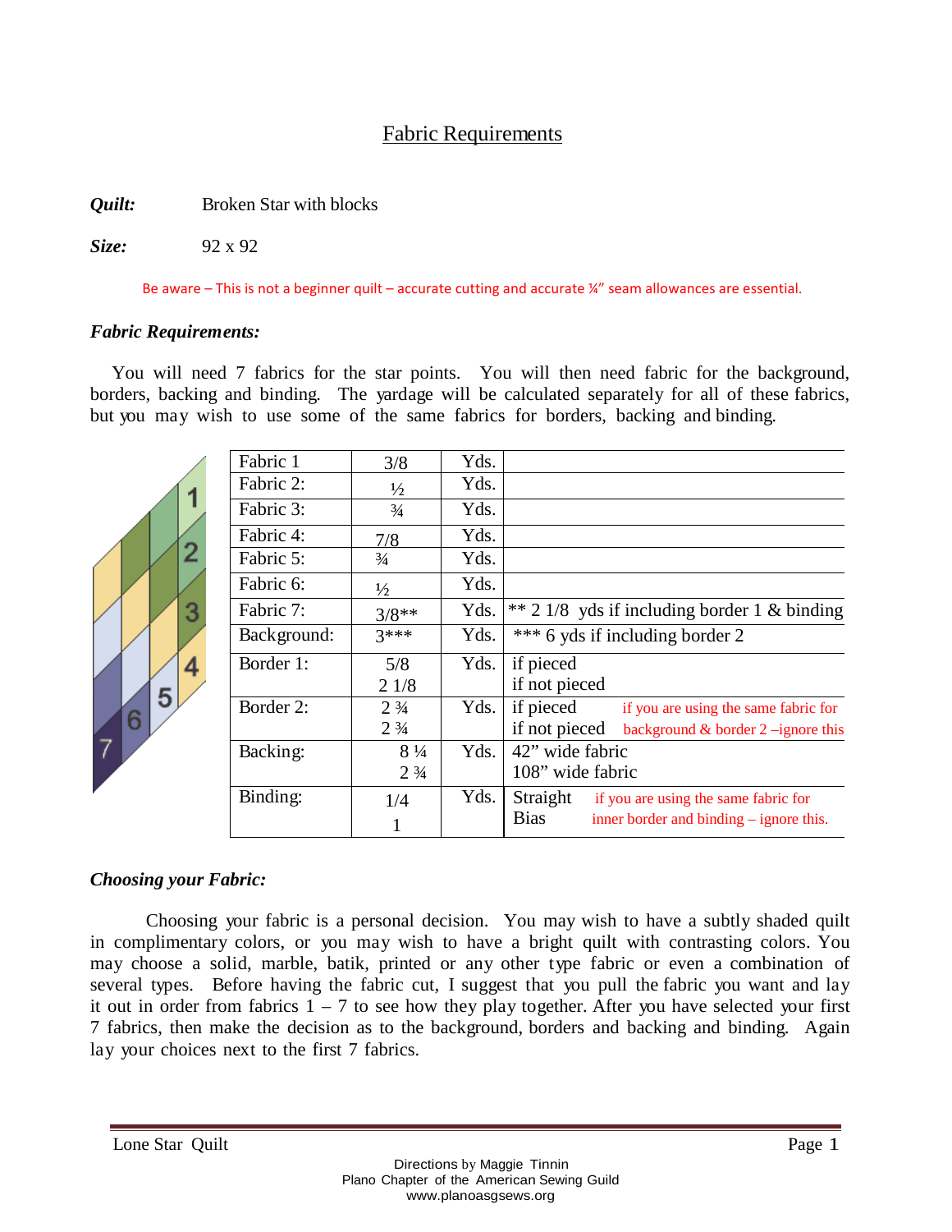# Fabric Requirements

***Quilt:*** Broken Star with blocks

***Size:*** 92 x 92

Be aware – This is not a beginner quilt – accurate cutting and accurate ¼" seam allowances are essential.

### *Fabric Requirements:*

You will need 7 fabrics for the star points. You will then need fabric for the background, borders, backing and binding. The yardage will be calculated separately for all of these fabrics, but you may wish to use some of the same fabrics for borders, backing and binding.

| | | | |
|---|---|---|---|
| Fabric 1 | 3/8 | Yds. | |
| Fabric 2: | ½ | Yds. | |
| Fabric 3: | ¾ | Yds. | |
| Fabric 4: | 7/8 | Yds. | |
| Fabric 5: | ¾ | Yds. | |
| Fabric 6: | ½ | Yds. | |
| Fabric 7: | 3/8** | Yds. | ** 2 1/8 yds if including border 1 & binding |
| Background: | 3*** | Yds. | *** 6 yds if including border 2 |
| Border 1: | 5/8<br>2 1/8 | Yds. | if pieced<br>if not pieced |
| Border 2: | 2 ¾<br>2 ¾ | Yds. | if pieced<br>if not pieced<br>if you are using the same fabric for background & border 2 –ignore this |
| Backing: | 8 ¼<br>2 ¾ | Yds. | 42" wide fabric<br>108" wide fabric |
| Binding: | 1/4<br>1 | Yds. | Straight<br>Bias<br>if you are using the same fabric for inner border and binding – ignore this. |

### *Choosing your Fabric:*

Choosing your fabric is a personal decision. You may wish to have a subtly shaded quilt in complimentary colors, or you may wish to have a bright quilt with contrasting colors. You may choose a solid, marble, batik, printed or any other type fabric or even a combination of several types. Before having the fabric cut, I suggest that you pull the fabric you want and lay it out in order from fabrics 1 – 7 to see how they play together. After you have selected your first 7 fabrics, then make the decision as to the background, borders and backing and binding. Again lay your choices next to the first 7 fabrics.

Directions by Maggie Tinnin
Plano Chapter of the American Sewing Guild
www.planoasgsews.org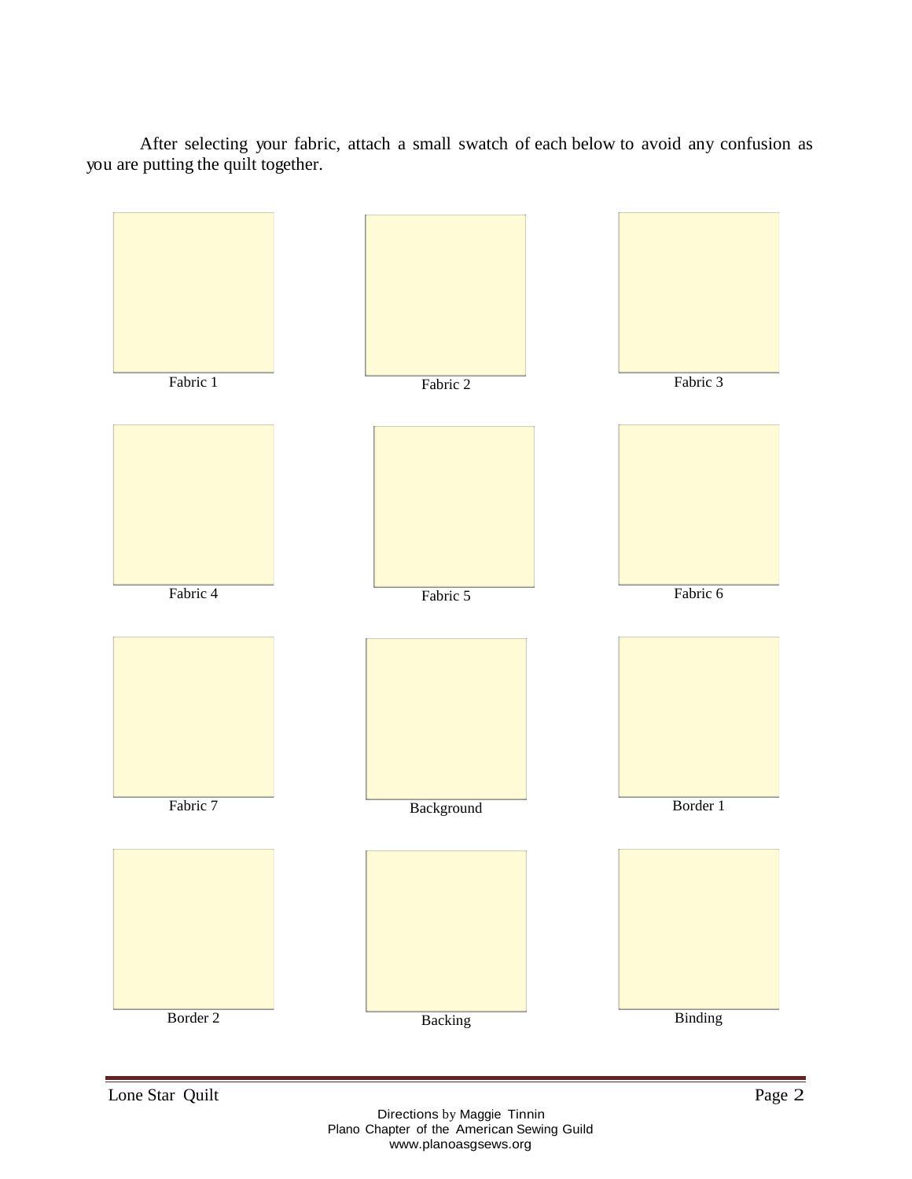After selecting your fabric, attach a small swatch of each below to avoid any confusion as you are putting the quilt together.

| | | |
|---|---|---|
| Fabric 1 | Fabric 2 | Fabric 3 |
| Fabric 4 | Fabric 5 | Fabric 6 |
| Fabric 7 | Background | Border 1 |
| Border 2 | Backing | Binding |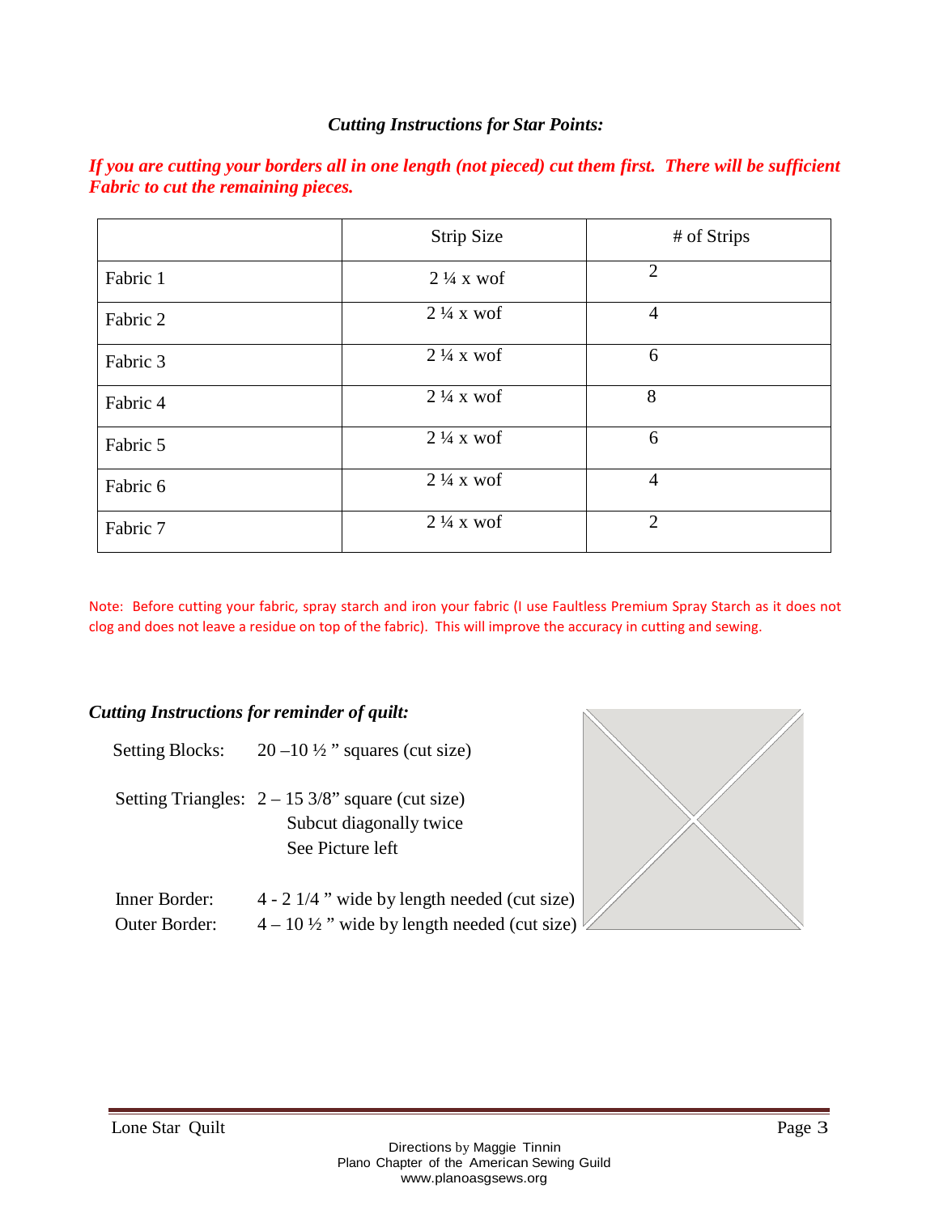### *Cutting Instructions for Star Points:*

***If you are cutting your borders all in one length (not pieced) cut them first. There will be sufficient Fabric to cut the remaining pieces.***

| | Strip Size | # of Strips |
|---|---|---|
| Fabric 1 | 2 ¼ x wof | 2 |
| Fabric 2 | 2 ¼ x wof | 4 |
| Fabric 3 | 2 ¼ x wof | 6 |
| Fabric 4 | 2 ¼ x wof | 8 |
| Fabric 5 | 2 ¼ x wof | 6 |
| Fabric 6 | 2 ¼ x wof | 4 |
| Fabric 7 | 2 ¼ x wof | 2 |

Note: Before cutting your fabric, spray starch and iron your fabric (I use Faultless Premium Spray Starch as it does not clog and does not leave a residue on top of the fabric). This will improve the accuracy in cutting and sewing.

### *Cutting Instructions for reminder of quilt:*

Setting Blocks: 20 –10 ½ " squares (cut size)

Setting Triangles: 2 – 15 3/8" square (cut size)
Subcut diagonally twice
See Picture left

Inner Border: 4 - 2 1/4 " wide by length needed (cut size)

Outer Border: 4 – 10 ½ " wide by length needed (cut size)

Directions by Maggie Tinnin
Plano Chapter of the American Sewing Guild
www.planoasgsews.org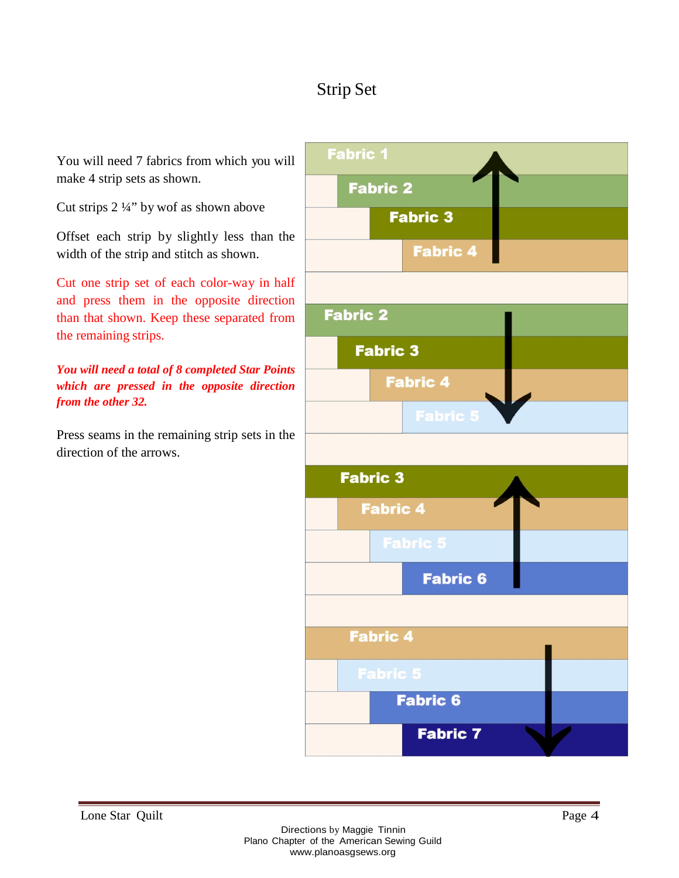# Strip Set

You will need 7 fabrics from which you will make 4 strip sets as shown.

Cut strips 2 ¼" by wof as shown above

Offset each strip by slightly less than the width of the strip and stitch as shown.

Cut one strip set of each color-way in half and press them in the opposite direction than that shown. Keep these separated from the remaining strips.

***You will need a total of 8 completed Star Points which are pressed in the opposite direction from the other 32.***

Press seams in the remaining strip sets in the direction of the arrows.

Fabric 1
Fabric 2
Fabric 3
Fabric 4

Fabric 2
Fabric 3
Fabric 4
Fabric 5

Fabric 3
Fabric 4
Fabric 5
Fabric 6

Fabric 4
Fabric 5
Fabric 6
Fabric 7

Directions by Maggie Tinnin
Plano Chapter of the American Sewing Guild
www.planoasgsews.org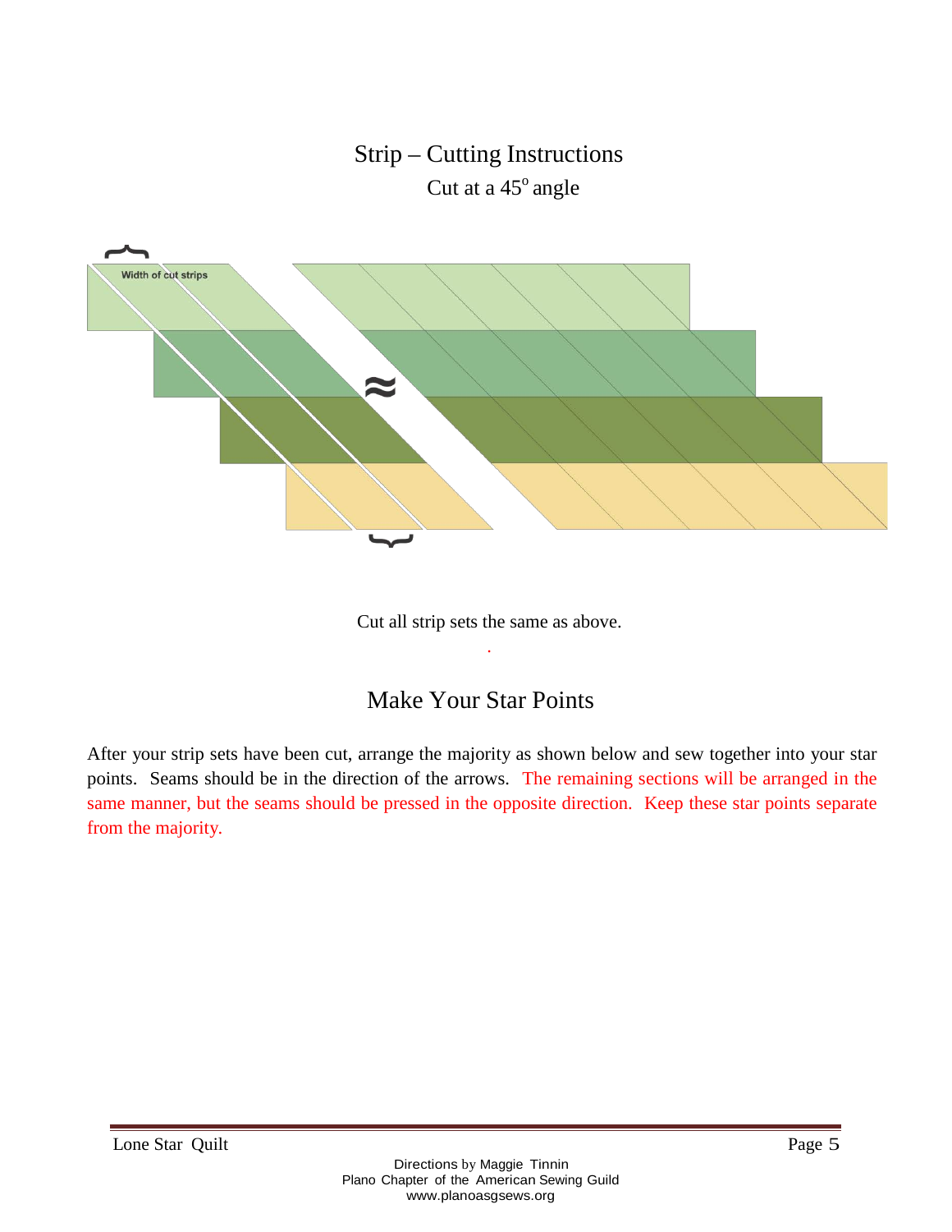## Strip – Cutting Instructions

Cut at a $45^{o}$ angle

Width of cut strips

Cut all strip sets the same as above.

## Make Your Star Points

After your strip sets have been cut, arrange the majority as shown below and sew together into your star points. Seams should be in the direction of the arrows. The remaining sections will be arranged in the same manner, but the seams should be pressed in the opposite direction. Keep these star points separate from the majority.

Directions by Maggie Tinnin
Plano Chapter of the American Sewing Guild
www.planoasgsews.org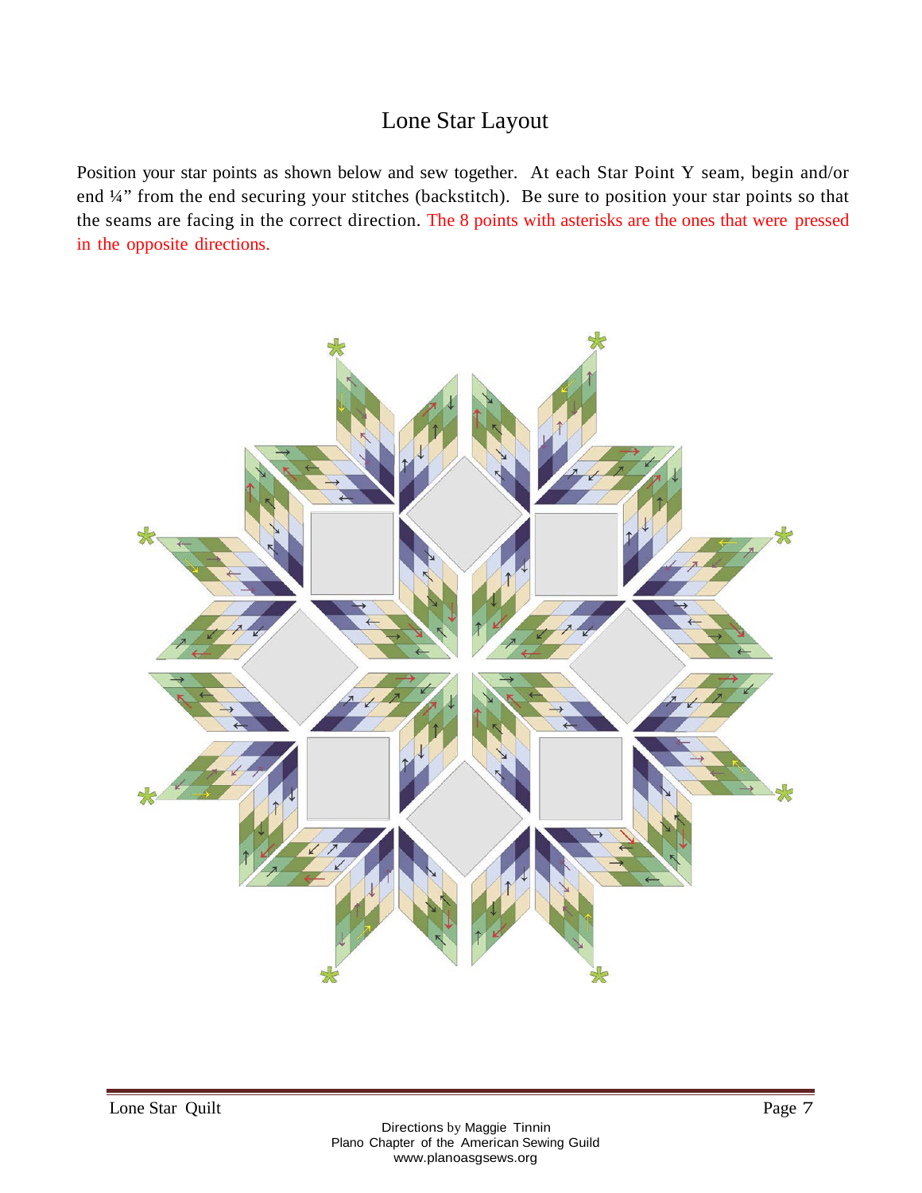# Lone Star Layout

Position your star points as shown below and sew together. At each Star Point Y seam, begin and/or end ¼" from the end securing your stitches (backstitch). Be sure to position your star points so that the seams are facing in the correct direction. The 8 points with asterisks are the ones that were pressed in the opposite directions.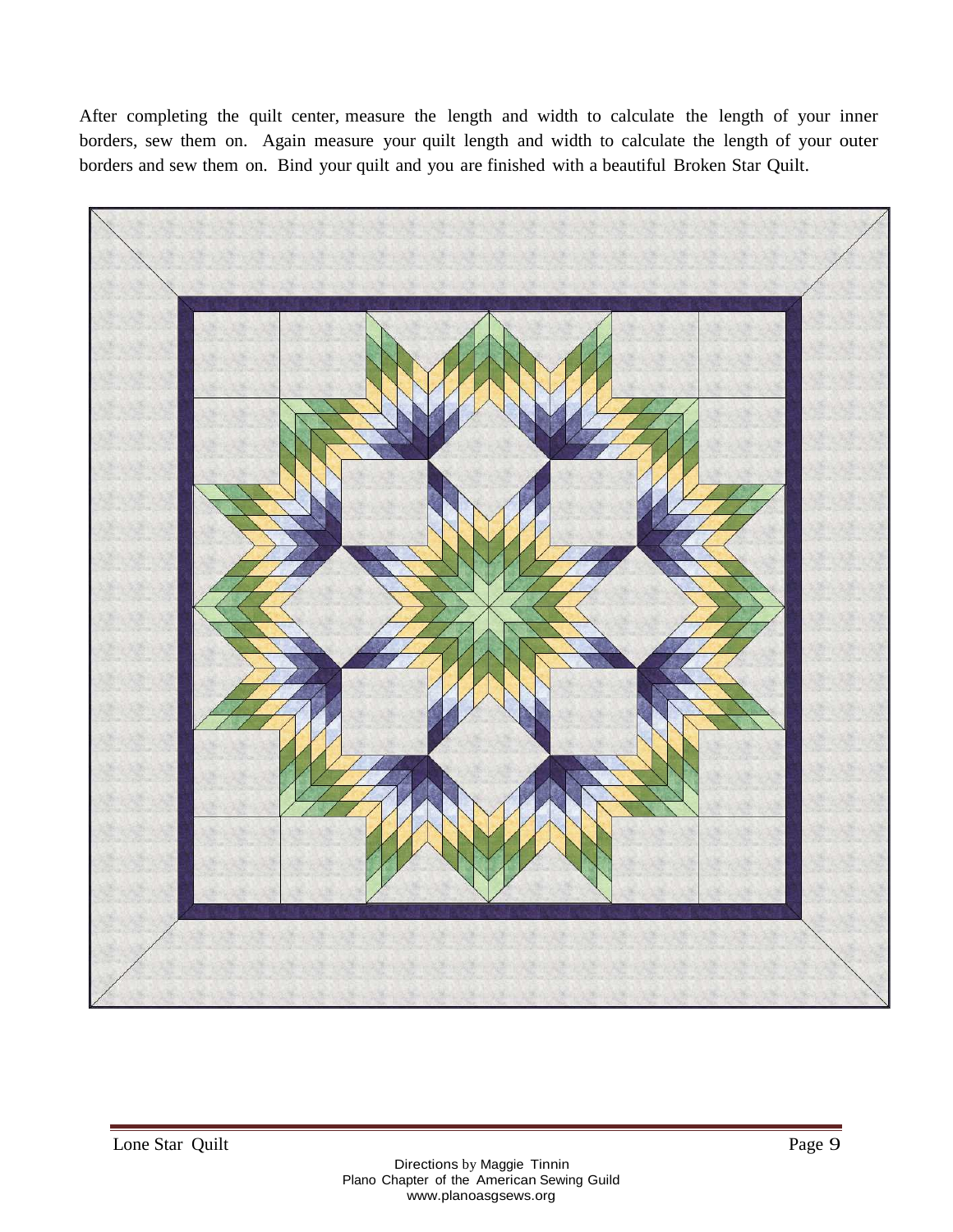After completing the quilt center, measure the length and width to calculate the length of your inner borders, sew them on. Again measure your quilt length and width to calculate the length of your outer borders and sew them on. Bind your quilt and you are finished with a beautiful Broken Star Quilt.

Directions by Maggie Tinnin
Plano Chapter of the American Sewing Guild
www.planoasgsews.org